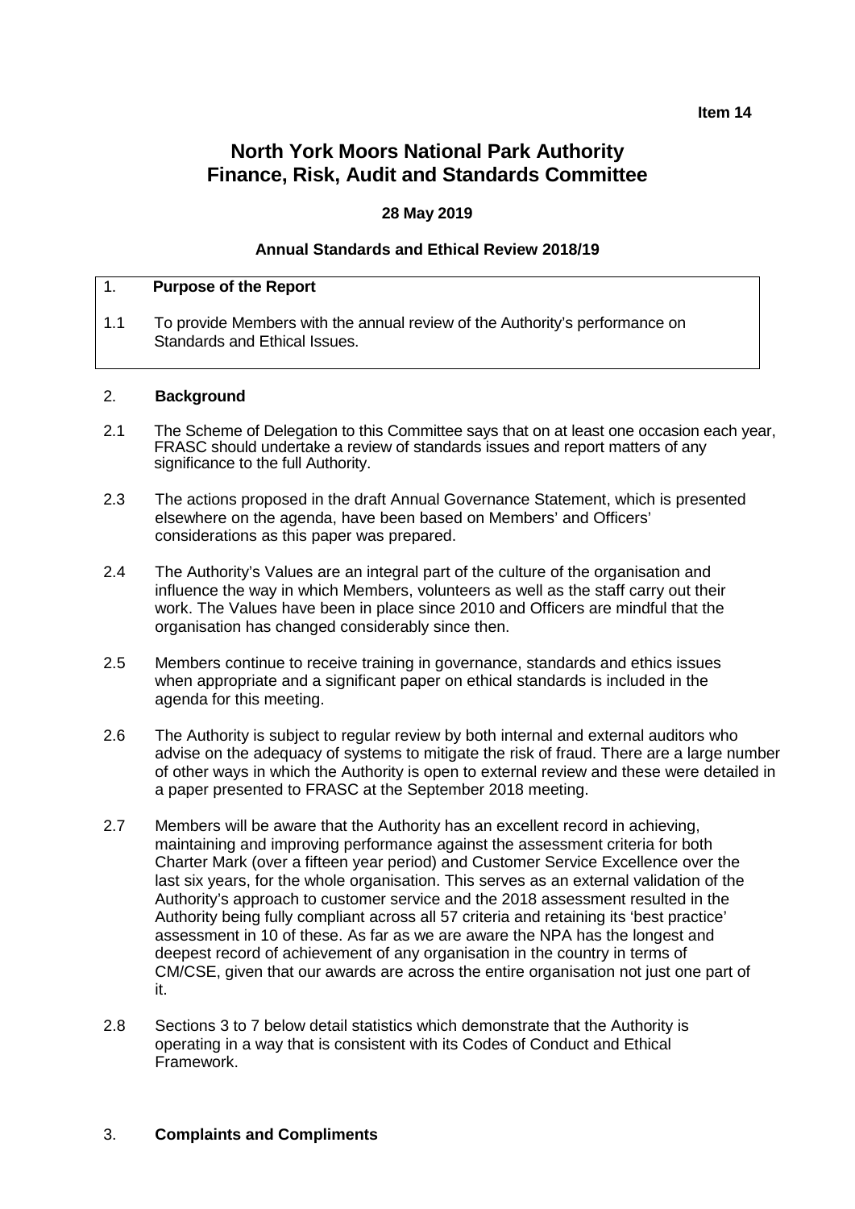**Item 14**

# North York Moors National Park Authority
# Finance, Risk, Audit and Standards Committee

**28 May 2019**

**Annual Standards and Ethical Review 2018/19**

## 1. Purpose of the Report

1.1 To provide Members with the annual review of the Authority's performance on Standards and Ethical Issues.

## 2. Background

2.1 The Scheme of Delegation to this Committee says that on at least one occasion each year, FRASC should undertake a review of standards issues and report matters of any significance to the full Authority.

2.3 The actions proposed in the draft Annual Governance Statement, which is presented elsewhere on the agenda, have been based on Members' and Officers' considerations as this paper was prepared.

2.4 The Authority's Values are an integral part of the culture of the organisation and influence the way in which Members, volunteers as well as the staff carry out their work. The Values have been in place since 2010 and Officers are mindful that the organisation has changed considerably since then.

2.5 Members continue to receive training in governance, standards and ethics issues when appropriate and a significant paper on ethical standards is included in the agenda for this meeting.

2.6 The Authority is subject to regular review by both internal and external auditors who advise on the adequacy of systems to mitigate the risk of fraud. There are a large number of other ways in which the Authority is open to external review and these were detailed in a paper presented to FRASC at the September 2018 meeting.

2.7 Members will be aware that the Authority has an excellent record in achieving, maintaining and improving performance against the assessment criteria for both Charter Mark (over a fifteen year period) and Customer Service Excellence over the last six years, for the whole organisation. This serves as an external validation of the Authority's approach to customer service and the 2018 assessment resulted in the Authority being fully compliant across all 57 criteria and retaining its 'best practice' assessment in 10 of these. As far as we are aware the NPA has the longest and deepest record of achievement of any organisation in the country in terms of CM/CSE, given that our awards are across the entire organisation not just one part of it.

2.8 Sections 3 to 7 below detail statistics which demonstrate that the Authority is operating in a way that is consistent with its Codes of Conduct and Ethical Framework.

## 3. Complaints and Compliments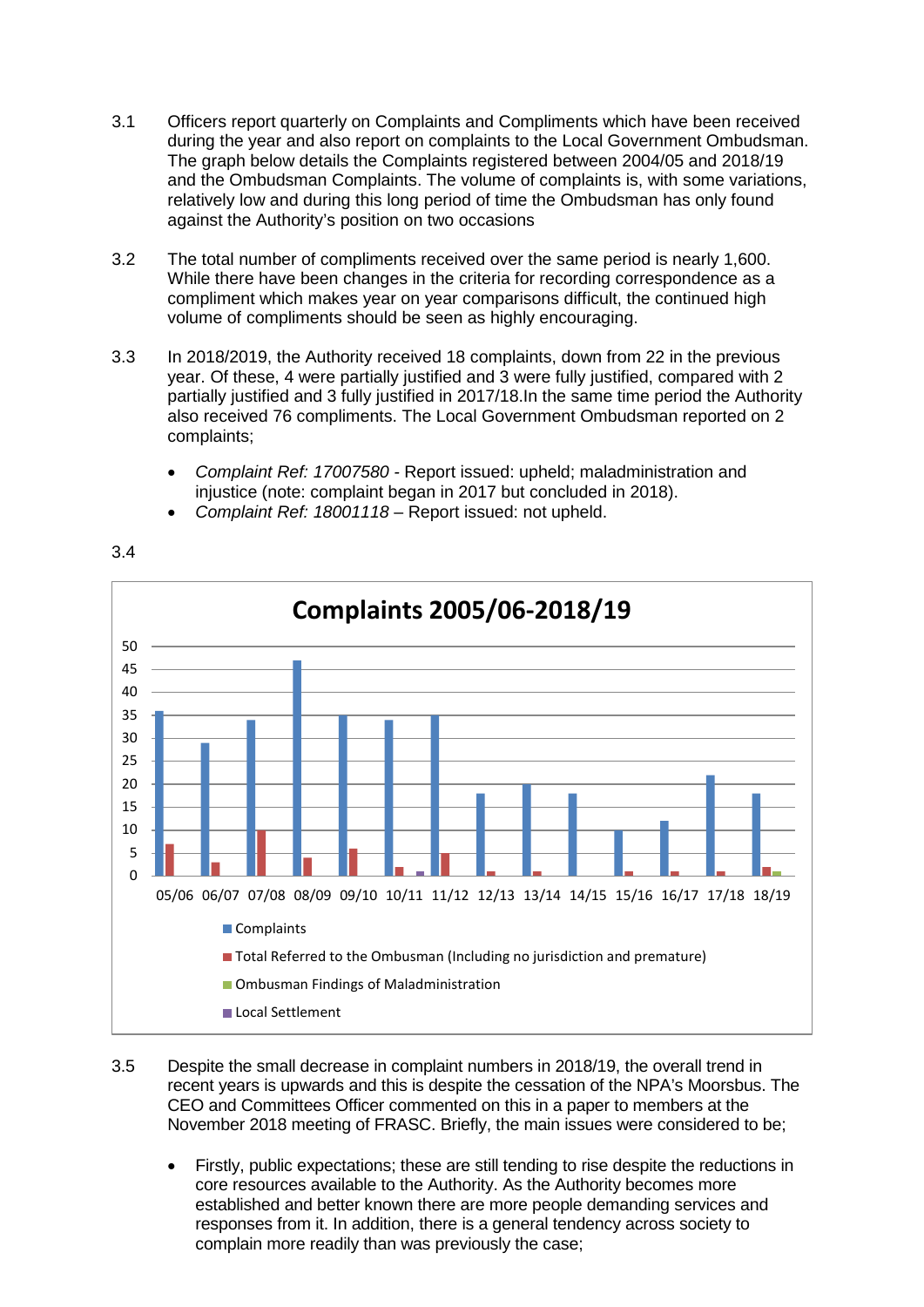3.1 Officers report quarterly on Complaints and Compliments which have been received during the year and also report on complaints to the Local Government Ombudsman. The graph below details the Complaints registered between 2004/05 and 2018/19 and the Ombudsman Complaints. The volume of complaints is, with some variations, relatively low and during this long period of time the Ombudsman has only found against the Authority's position on two occasions

3.2 The total number of compliments received over the same period is nearly 1,600. While there have been changes in the criteria for recording correspondence as a compliment which makes year on year comparisons difficult, the continued high volume of compliments should be seen as highly encouraging.

3.3 In 2018/2019, the Authority received 18 complaints, down from 22 in the previous year. Of these, 4 were partially justified and 3 were fully justified, compared with 2 partially justified and 3 fully justified in 2017/18.In the same time period the Authority also received 76 compliments. The Local Government Ombudsman reported on 2 complaints;

- *Complaint Ref: 17007580* - Report issued: upheld; maladministration and injustice (note: complaint began in 2017 but concluded in 2018).
- *Complaint Ref: 18001118* – Report issued: not upheld.

3.4

**Complaints 2005/06-2018/19**

05/06 06/07 07/08 08/09 09/10 10/11 11/12 12/13 13/14 14/15 15/16 16/17 17/18 18/19

- Complaints
- Total Referred to the Ombusman (Including no jurisdiction and premature)
- Ombusman Findings of Maladministration
- Local Settlement

3.5 Despite the small decrease in complaint numbers in 2018/19, the overall trend in recent years is upwards and this is despite the cessation of the NPA's Moorsbus. The CEO and Committees Officer commented on this in a paper to members at the November 2018 meeting of FRASC. Briefly, the main issues were considered to be;

- Firstly, public expectations; these are still tending to rise despite the reductions in core resources available to the Authority. As the Authority becomes more established and better known there are more people demanding services and responses from it. In addition, there is a general tendency across society to complain more readily than was previously the case;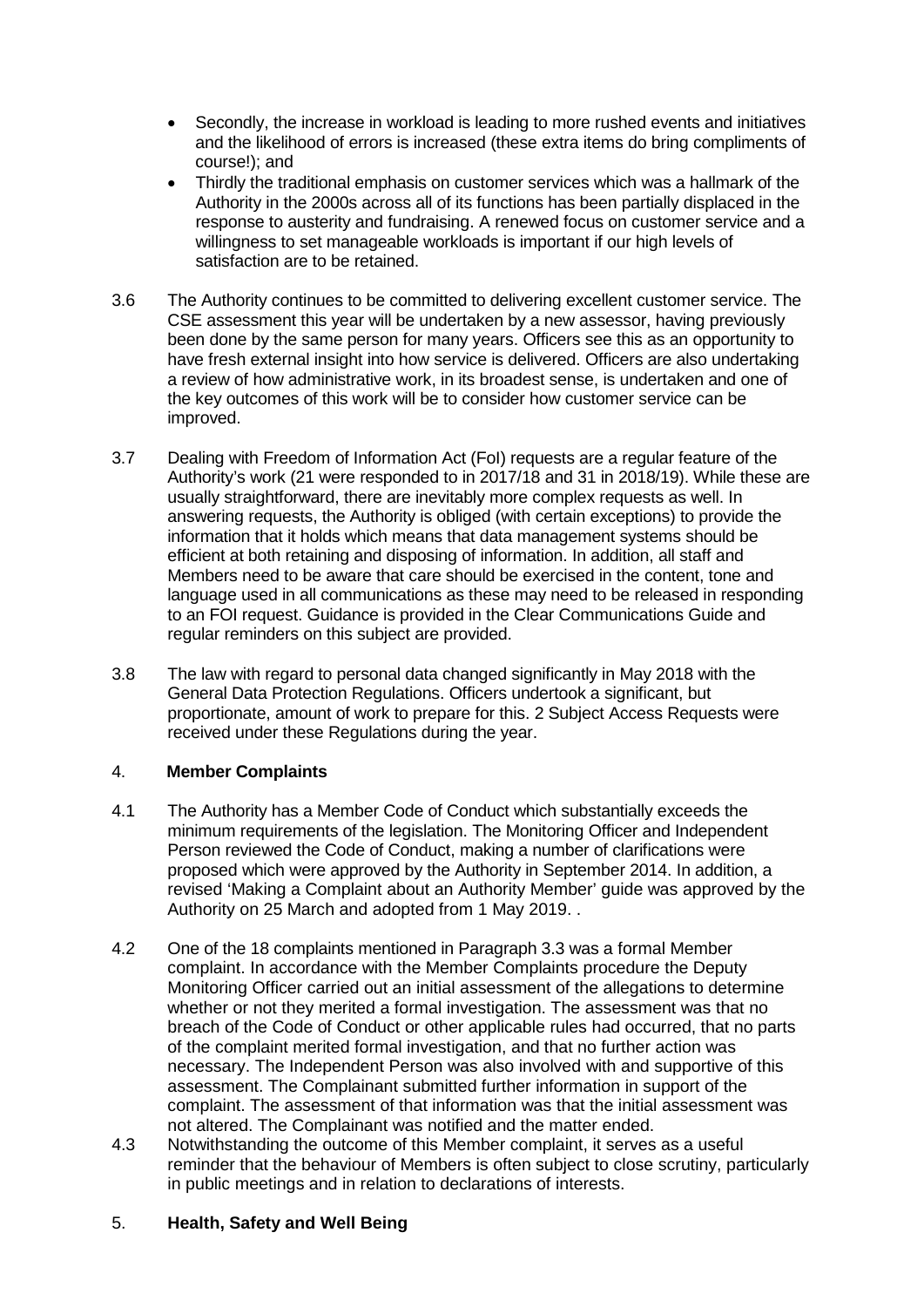- Secondly, the increase in workload is leading to more rushed events and initiatives and the likelihood of errors is increased (these extra items do bring compliments of course!); and
- Thirdly the traditional emphasis on customer services which was a hallmark of the Authority in the 2000s across all of its functions has been partially displaced in the response to austerity and fundraising. A renewed focus on customer service and a willingness to set manageable workloads is important if our high levels of satisfaction are to be retained.

3.6 The Authority continues to be committed to delivering excellent customer service. The CSE assessment this year will be undertaken by a new assessor, having previously been done by the same person for many years. Officers see this as an opportunity to have fresh external insight into how service is delivered. Officers are also undertaking a review of how administrative work, in its broadest sense, is undertaken and one of the key outcomes of this work will be to consider how customer service can be improved.

3.7 Dealing with Freedom of Information Act (FoI) requests are a regular feature of the Authority's work (21 were responded to in 2017/18 and 31 in 2018/19). While these are usually straightforward, there are inevitably more complex requests as well. In answering requests, the Authority is obliged (with certain exceptions) to provide the information that it holds which means that data management systems should be efficient at both retaining and disposing of information. In addition, all staff and Members need to be aware that care should be exercised in the content, tone and language used in all communications as these may need to be released in responding to an FOI request. Guidance is provided in the Clear Communications Guide and regular reminders on this subject are provided.

3.8 The law with regard to personal data changed significantly in May 2018 with the General Data Protection Regulations. Officers undertook a significant, but proportionate, amount of work to prepare for this. 2 Subject Access Requests were received under these Regulations during the year.

## 4. **Member Complaints**

4.1 The Authority has a Member Code of Conduct which substantially exceeds the minimum requirements of the legislation. The Monitoring Officer and Independent Person reviewed the Code of Conduct, making a number of clarifications were proposed which were approved by the Authority in September 2014. In addition, a revised 'Making a Complaint about an Authority Member' guide was approved by the Authority on 25 March and adopted from 1 May 2019. .

4.2 One of the 18 complaints mentioned in Paragraph 3.3 was a formal Member complaint. In accordance with the Member Complaints procedure the Deputy Monitoring Officer carried out an initial assessment of the allegations to determine whether or not they merited a formal investigation. The assessment was that no breach of the Code of Conduct or other applicable rules had occurred, that no parts of the complaint merited formal investigation, and that no further action was necessary. The Independent Person was also involved with and supportive of this assessment. The Complainant submitted further information in support of the complaint. The assessment of that information was that the initial assessment was not altered. The Complainant was notified and the matter ended.

4.3 Notwithstanding the outcome of this Member complaint, it serves as a useful reminder that the behaviour of Members is often subject to close scrutiny, particularly in public meetings and in relation to declarations of interests.

## 5. **Health, Safety and Well Being**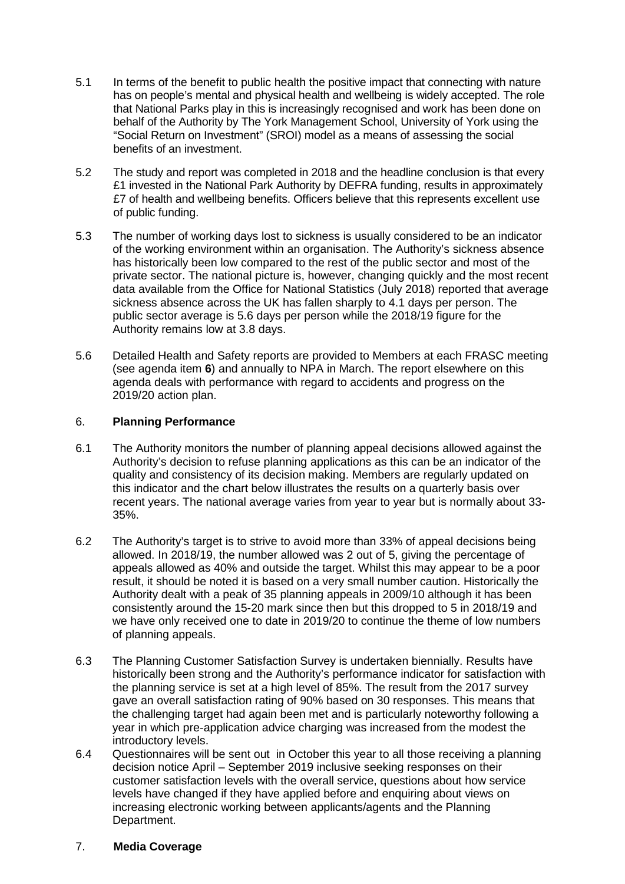5.1 In terms of the benefit to public health the positive impact that connecting with nature has on people's mental and physical health and wellbeing is widely accepted. The role that National Parks play in this is increasingly recognised and work has been done on behalf of the Authority by The York Management School, University of York using the "Social Return on Investment" (SROI) model as a means of assessing the social benefits of an investment.

5.2 The study and report was completed in 2018 and the headline conclusion is that every £1 invested in the National Park Authority by DEFRA funding, results in approximately £7 of health and wellbeing benefits. Officers believe that this represents excellent use of public funding.

5.3 The number of working days lost to sickness is usually considered to be an indicator of the working environment within an organisation. The Authority's sickness absence has historically been low compared to the rest of the public sector and most of the private sector. The national picture is, however, changing quickly and the most recent data available from the Office for National Statistics (July 2018) reported that average sickness absence across the UK has fallen sharply to 4.1 days per person. The public sector average is 5.6 days per person while the 2018/19 figure for the Authority remains low at 3.8 days.

5.6 Detailed Health and Safety reports are provided to Members at each FRASC meeting (see agenda item **6**) and annually to NPA in March. The report elsewhere on this agenda deals with performance with regard to accidents and progress on the 2019/20 action plan.

## 6. **Planning Performance**

6.1 The Authority monitors the number of planning appeal decisions allowed against the Authority's decision to refuse planning applications as this can be an indicator of the quality and consistency of its decision making. Members are regularly updated on this indicator and the chart below illustrates the results on a quarterly basis over recent years. The national average varies from year to year but is normally about 33-35%.

6.2 The Authority's target is to strive to avoid more than 33% of appeal decisions being allowed. In 2018/19, the number allowed was 2 out of 5, giving the percentage of appeals allowed as 40% and outside the target. Whilst this may appear to be a poor result, it should be noted it is based on a very small number caution. Historically the Authority dealt with a peak of 35 planning appeals in 2009/10 although it has been consistently around the 15-20 mark since then but this dropped to 5 in 2018/19 and we have only received one to date in 2019/20 to continue the theme of low numbers of planning appeals.

6.3 The Planning Customer Satisfaction Survey is undertaken biennially. Results have historically been strong and the Authority's performance indicator for satisfaction with the planning service is set at a high level of 85%. The result from the 2017 survey gave an overall satisfaction rating of 90% based on 30 responses. This means that the challenging target had again been met and is particularly noteworthy following a year in which pre-application advice charging was increased from the modest the introductory levels.

6.4 Questionnaires will be sent out in October this year to all those receiving a planning decision notice April – September 2019 inclusive seeking responses on their customer satisfaction levels with the overall service, questions about how service levels have changed if they have applied before and enquiring about views on increasing electronic working between applicants/agents and the Planning Department.

## 7. **Media Coverage**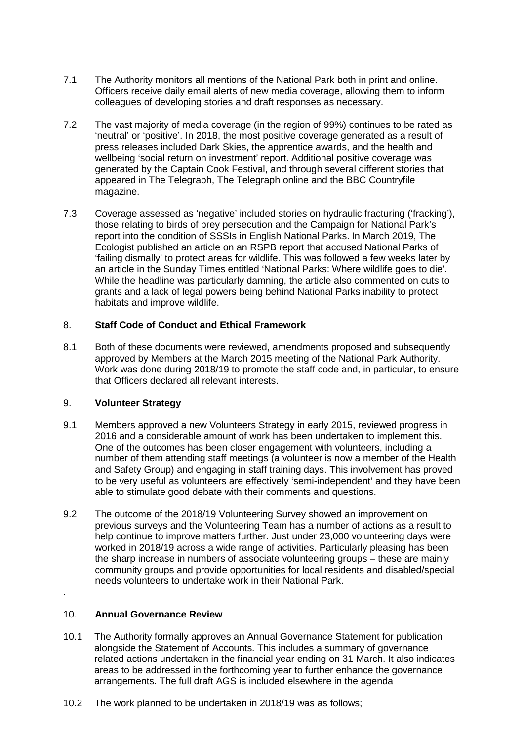7.1 The Authority monitors all mentions of the National Park both in print and online. Officers receive daily email alerts of new media coverage, allowing them to inform colleagues of developing stories and draft responses as necessary.

7.2 The vast majority of media coverage (in the region of 99%) continues to be rated as 'neutral' or 'positive'. In 2018, the most positive coverage generated as a result of press releases included Dark Skies, the apprentice awards, and the health and wellbeing 'social return on investment' report. Additional positive coverage was generated by the Captain Cook Festival, and through several different stories that appeared in The Telegraph, The Telegraph online and the BBC Countryfile magazine.

7.3 Coverage assessed as 'negative' included stories on hydraulic fracturing ('fracking'), those relating to birds of prey persecution and the Campaign for National Park's report into the condition of SSSIs in English National Parks. In March 2019, The Ecologist published an article on an RSPB report that accused National Parks of 'failing dismally' to protect areas for wildlife. This was followed a few weeks later by an article in the Sunday Times entitled 'National Parks: Where wildlife goes to die'. While the headline was particularly damning, the article also commented on cuts to grants and a lack of legal powers being behind National Parks inability to protect habitats and improve wildlife.

## 8. **Staff Code of Conduct and Ethical Framework**

8.1 Both of these documents were reviewed, amendments proposed and subsequently approved by Members at the March 2015 meeting of the National Park Authority. Work was done during 2018/19 to promote the staff code and, in particular, to ensure that Officers declared all relevant interests.

## 9. **Volunteer Strategy**

9.1 Members approved a new Volunteers Strategy in early 2015, reviewed progress in 2016 and a considerable amount of work has been undertaken to implement this. One of the outcomes has been closer engagement with volunteers, including a number of them attending staff meetings (a volunteer is now a member of the Health and Safety Group) and engaging in staff training days. This involvement has proved to be very useful as volunteers are effectively 'semi-independent' and they have been able to stimulate good debate with their comments and questions.

9.2 The outcome of the 2018/19 Volunteering Survey showed an improvement on previous surveys and the Volunteering Team has a number of actions as a result to help continue to improve matters further. Just under 23,000 volunteering days were worked in 2018/19 across a wide range of activities. Particularly pleasing has been the sharp increase in numbers of associate volunteering groups – these are mainly community groups and provide opportunities for local residents and disabled/special needs volunteers to undertake work in their National Park.

.

## 10. **Annual Governance Review**

10.1 The Authority formally approves an Annual Governance Statement for publication alongside the Statement of Accounts. This includes a summary of governance related actions undertaken in the financial year ending on 31 March. It also indicates areas to be addressed in the forthcoming year to further enhance the governance arrangements. The full draft AGS is included elsewhere in the agenda

10.2 The work planned to be undertaken in 2018/19 was as follows;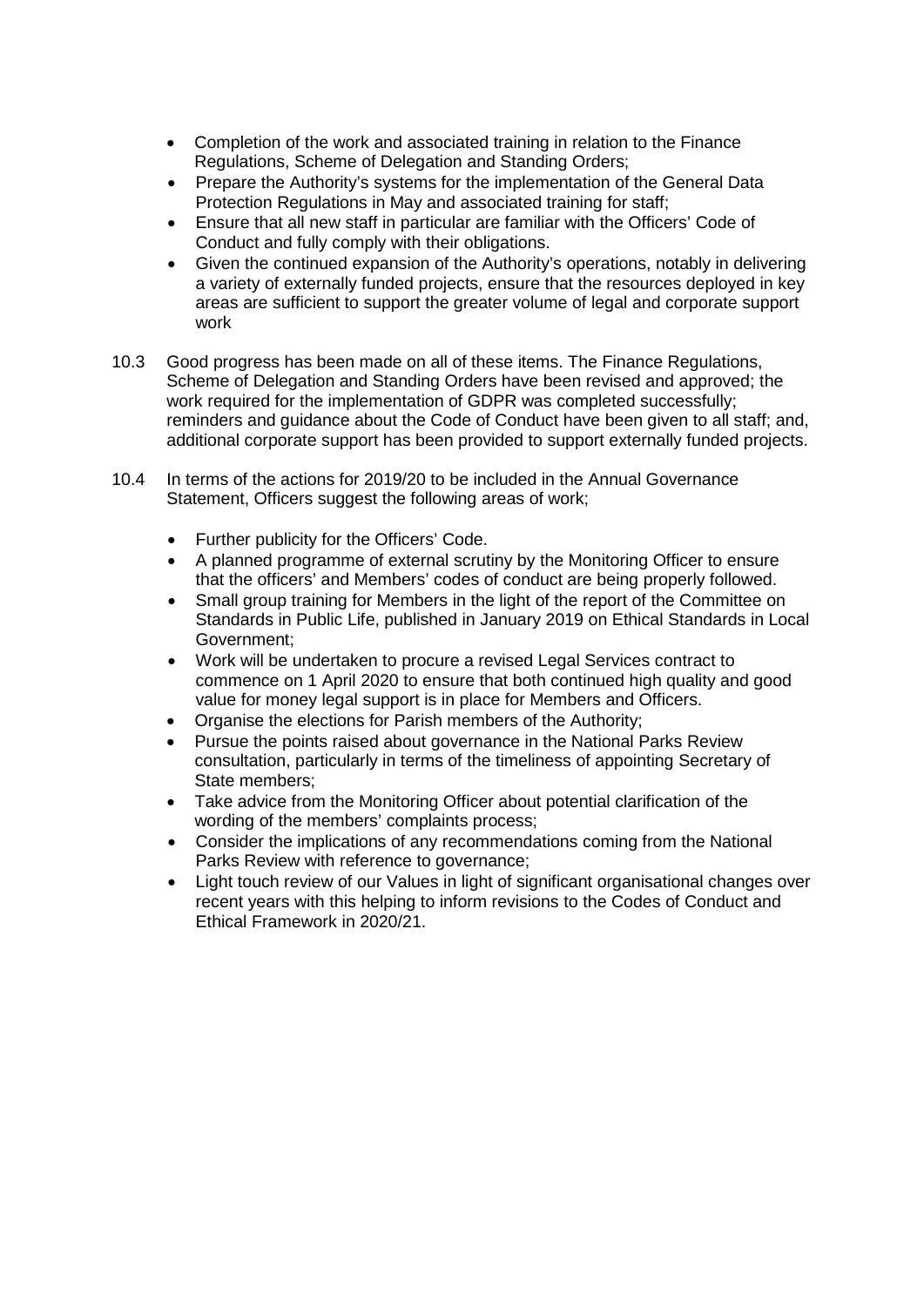- Completion of the work and associated training in relation to the Finance Regulations, Scheme of Delegation and Standing Orders;
- Prepare the Authority's systems for the implementation of the General Data Protection Regulations in May and associated training for staff;
- Ensure that all new staff in particular are familiar with the Officers' Code of Conduct and fully comply with their obligations.
- Given the continued expansion of the Authority's operations, notably in delivering a variety of externally funded projects, ensure that the resources deployed in key areas are sufficient to support the greater volume of legal and corporate support work

10.3 Good progress has been made on all of these items. The Finance Regulations, Scheme of Delegation and Standing Orders have been revised and approved; the work required for the implementation of GDPR was completed successfully; reminders and guidance about the Code of Conduct have been given to all staff; and, additional corporate support has been provided to support externally funded projects.

10.4 In terms of the actions for 2019/20 to be included in the Annual Governance Statement, Officers suggest the following areas of work;

- Further publicity for the Officers' Code.
- A planned programme of external scrutiny by the Monitoring Officer to ensure that the officers' and Members' codes of conduct are being properly followed.
- Small group training for Members in the light of the report of the Committee on Standards in Public Life, published in January 2019 on Ethical Standards in Local Government;
- Work will be undertaken to procure a revised Legal Services contract to commence on 1 April 2020 to ensure that both continued high quality and good value for money legal support is in place for Members and Officers.
- Organise the elections for Parish members of the Authority;
- Pursue the points raised about governance in the National Parks Review consultation, particularly in terms of the timeliness of appointing Secretary of State members;
- Take advice from the Monitoring Officer about potential clarification of the wording of the members' complaints process;
- Consider the implications of any recommendations coming from the National Parks Review with reference to governance;
- Light touch review of our Values in light of significant organisational changes over recent years with this helping to inform revisions to the Codes of Conduct and Ethical Framework in 2020/21.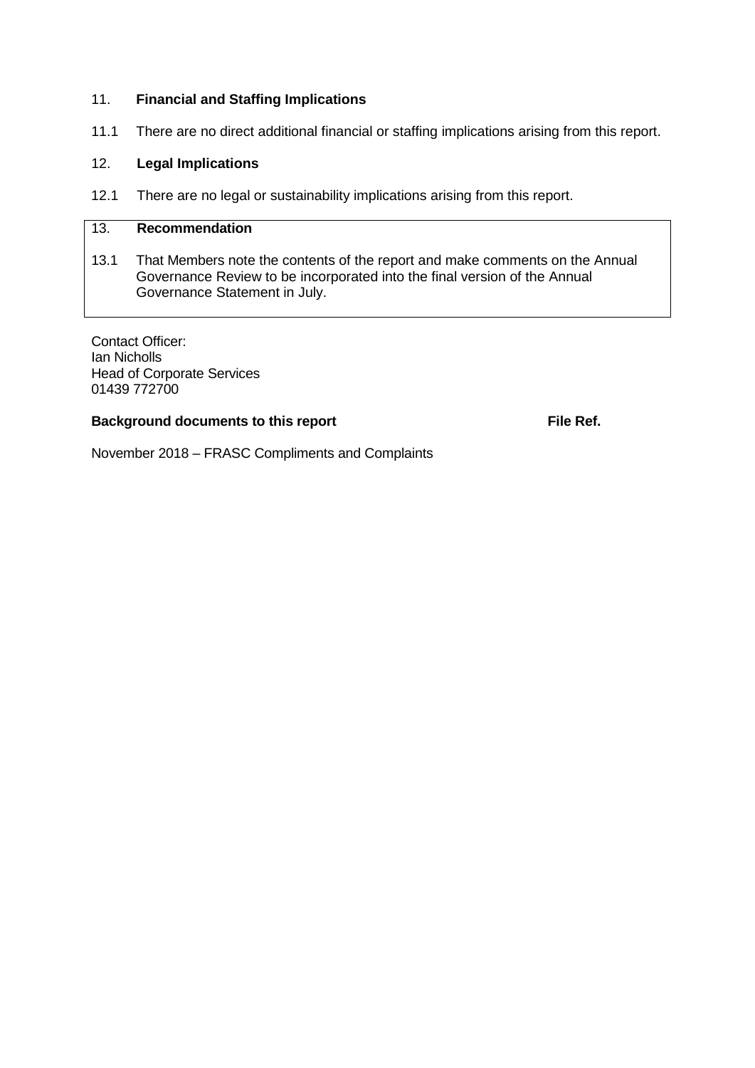## 11. **Financial and Staffing Implications**

11.1 There are no direct additional financial or staffing implications arising from this report.

## 12. **Legal Implications**

12.1 There are no legal or sustainability implications arising from this report.

## 13. **Recommendation**

13.1 That Members note the contents of the report and make comments on the Annual Governance Review to be incorporated into the final version of the Annual Governance Statement in July.

Contact Officer:
Ian Nicholls
Head of Corporate Services
01439 772700

| **Background documents to this report** | **File Ref.** |
|---|---|
| November 2018 – FRASC Compliments and Complaints | |